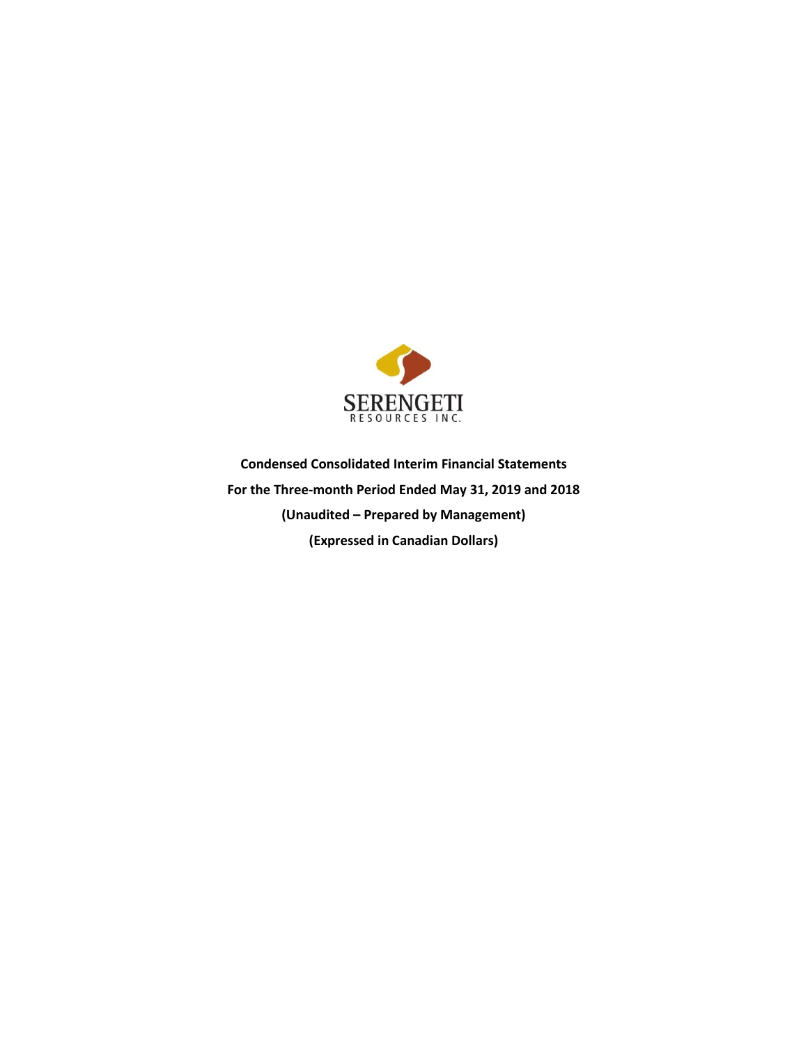SERENGETI

RESOURCES INC.

**Condensed Consolidated Interim Financial Statements**

**For the Three-month Period Ended May 31, 2019 and 2018**

**(Unaudited – Prepared by Management)**

**(Expressed in Canadian Dollars)**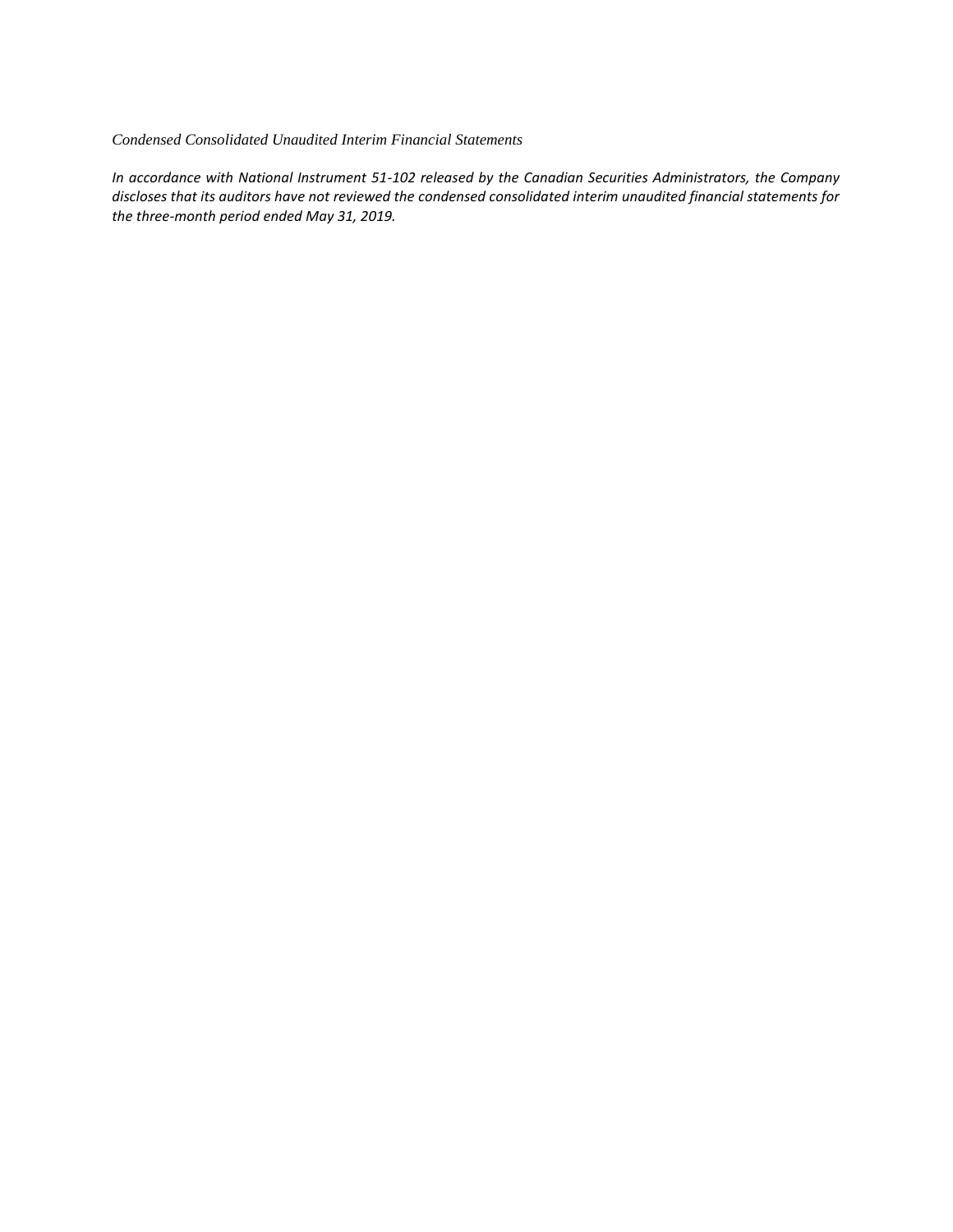*Condensed Consolidated Unaudited Interim Financial Statements*

*In accordance with National Instrument 51-102 released by the Canadian Securities Administrators, the Company discloses that its auditors have not reviewed the condensed consolidated interim unaudited financial statements for the three-month period ended May 31, 2019.*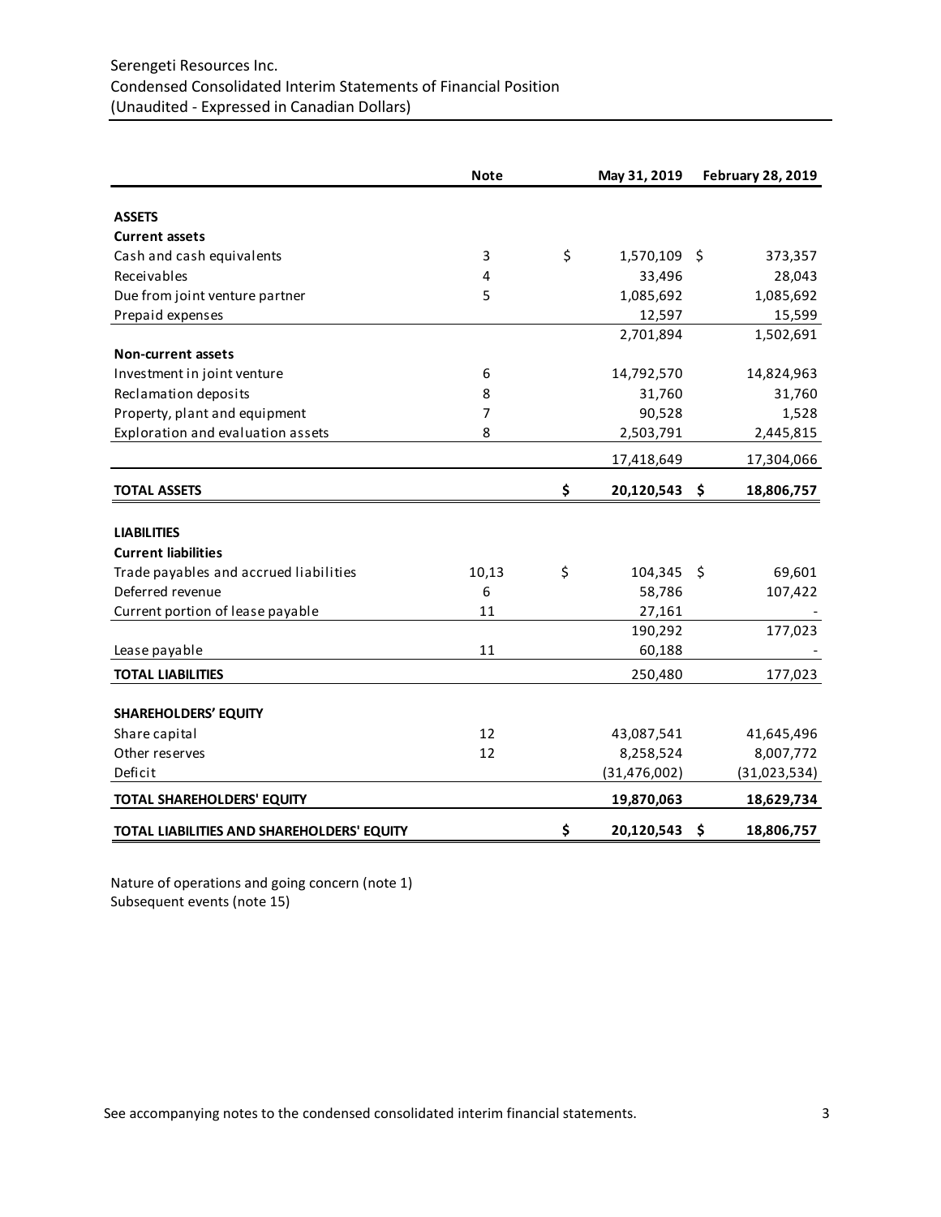Serengeti Resources Inc.
Condensed Consolidated Interim Statements of Financial Position
(Unaudited - Expressed in Canadian Dollars)

| | Note | May 31, 2019 | February 28, 2019 |
|---|---|---|---|
| **ASSETS** | | | |
| **Current assets** | | | |
| Cash and cash equivalents | 3 | $ 1,570,109 | $ 373,357 |
| Receivables | 4 | 33,496 | 28,043 |
| Due from joint venture partner | 5 | 1,085,692 | 1,085,692 |
| Prepaid expenses | | 12,597 | 15,599 |
| | | 2,701,894 | 1,502,691 |
| **Non-current assets** | | | |
| Investment in joint venture | 6 | 14,792,570 | 14,824,963 |
| Reclamation deposits | 8 | 31,760 | 31,760 |
| Property, plant and equipment | 7 | 90,528 | 1,528 |
| Exploration and evaluation assets | 8 | 2,503,791 | 2,445,815 |
| | | 17,418,649 | 17,304,066 |
| **TOTAL ASSETS** | | **$ 20,120,543** | **$ 18,806,757** |
| **LIABILITIES** | | | |
| **Current liabilities** | | | |
| Trade payables and accrued liabilities | 10,13 | $ 104,345 | $ 69,601 |
| Deferred revenue | 6 | 58,786 | 107,422 |
| Current portion of lease payable | 11 | 27,161 | - |
| | | 190,292 | 177,023 |
| Lease payable | 11 | 60,188 | - |
| **TOTAL LIABILITIES** | | 250,480 | 177,023 |
| **SHAREHOLDERS' EQUITY** | | | |
| Share capital | 12 | 43,087,541 | 41,645,496 |
| Other reserves | 12 | 8,258,524 | 8,007,772 |
| Deficit | | (31,476,002) | (31,023,534) |
| **TOTAL SHAREHOLDERS' EQUITY** | | **19,870,063** | **18,629,734** |
| **TOTAL LIABILITIES AND SHAREHOLDERS' EQUITY** | | **$ 20,120,543** | **$ 18,806,757** |

Nature of operations and going concern (note 1)
Subsequent events (note 15)

See accompanying notes to the condensed consolidated interim financial statements.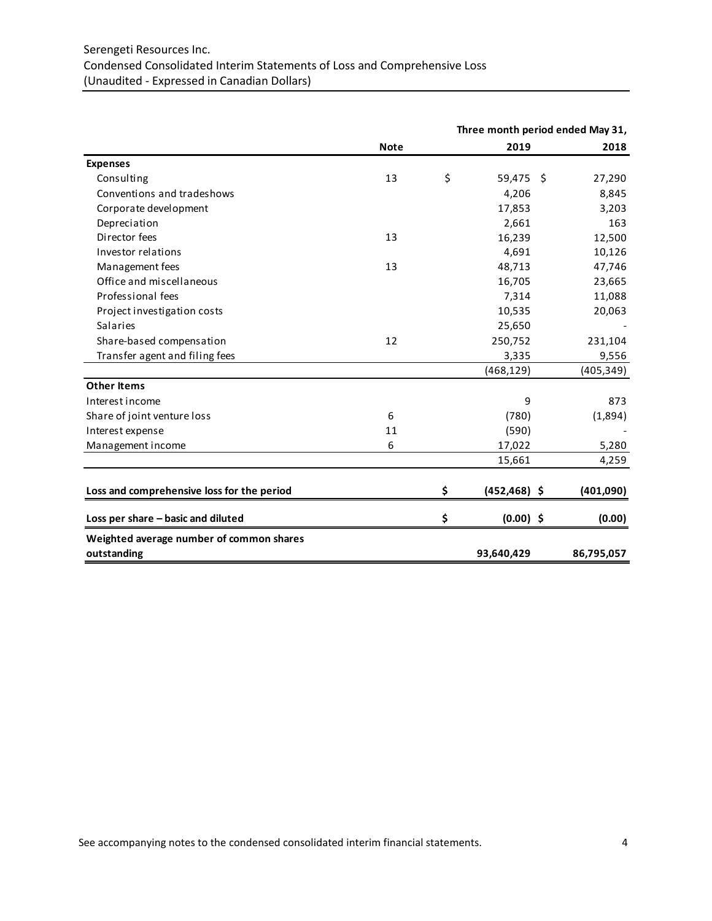Serengeti Resources Inc.
Condensed Consolidated Interim Statements of Loss and Comprehensive Loss
(Unaudited - Expressed in Canadian Dollars)

| | Note | Three month period ended May 31, 2019 | 2018 |
|---|---|---|---|
| **Expenses** | | | |
| Consulting | 13 | $ 59,475 | $ 27,290 |
| Conventions and tradeshows | | 4,206 | 8,845 |
| Corporate development | | 17,853 | 3,203 |
| Depreciation | | 2,661 | 163 |
| Director fees | 13 | 16,239 | 12,500 |
| Investor relations | | 4,691 | 10,126 |
| Management fees | 13 | 48,713 | 47,746 |
| Office and miscellaneous | | 16,705 | 23,665 |
| Professional fees | | 7,314 | 11,088 |
| Project investigation costs | | 10,535 | 20,063 |
| Salaries | | 25,650 | - |
| Share-based compensation | 12 | 250,752 | 231,104 |
| Transfer agent and filing fees | | 3,335 | 9,556 |
| | | (468,129) | (405,349) |
| **Other Items** | | | |
| Interest income | | 9 | 873 |
| Share of joint venture loss | 6 | (780) | (1,894) |
| Interest expense | 11 | (590) | - |
| Management income | 6 | 17,022 | 5,280 |
| | | 15,661 | 4,259 |
| **Loss and comprehensive loss for the period** | | **$ (452,468)** | **$ (401,090)** |
| **Loss per share – basic and diluted** | | **$ (0.00)** | **$ (0.00)** |
| **Weighted average number of common shares outstanding** | | **93,640,429** | **86,795,057** |

See accompanying notes to the condensed consolidated interim financial statements.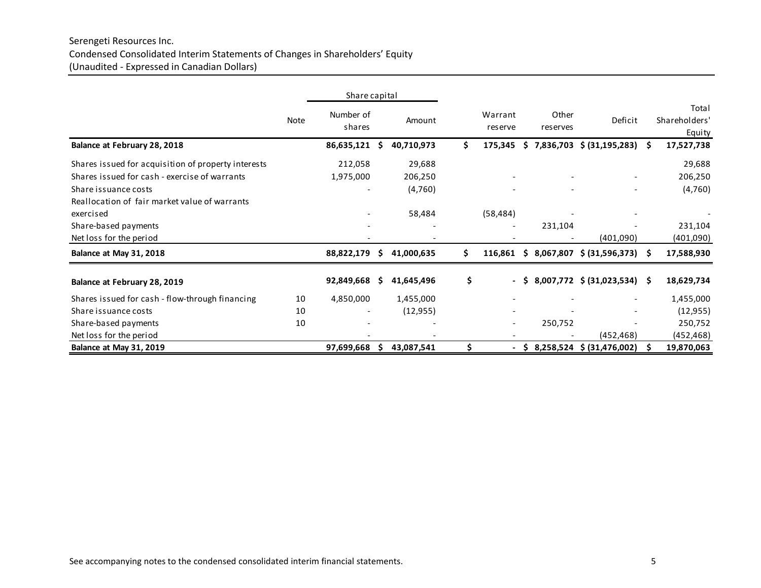Serengeti Resources Inc.
Condensed Consolidated Interim Statements of Changes in Shareholders' Equity
(Unaudited - Expressed in Canadian Dollars)

| | Note | Share capital | | | | | | |
|---|---|---|---|---|---|---|---|---|
| | | Number of shares | Amount | Warrant reserve | Other reserves | Deficit | Total Shareholders' Equity |
| **Balance at February 28, 2018** | | **86,635,121** | **$ 40,710,973** | **$ 175,345** | **$ 7,836,703** | **$ (31,195,283)** | **$ 17,527,738** |
| Shares issued for acquisition of property interests | | 212,058 | 29,688 | | | | 29,688 |
| Shares issued for cash - exercise of warrants | | 1,975,000 | 206,250 | - | - | - | 206,250 |
| Share issuance costs | | - | (4,760) | - | - | - | (4,760) |
| Reallocation of fair market value of warrants exercised | | - | 58,484 | (58,484) | - | - | - |
| Share-based payments | | - | - | - | 231,104 | - | 231,104 |
| Net loss for the period | | - | - | - | - | (401,090) | (401,090) |
| **Balance at May 31, 2018** | | **88,822,179** | **$ 41,000,635** | **$ 116,861** | **$ 8,067,807** | **$ (31,596,373)** | **$ 17,588,930** |
| | | | | | | | |
| **Balance at February 28, 2019** | | **92,849,668** | **$ 41,645,496** | **$ -** | **$ 8,007,772** | **$ (31,023,534)** | **$ 18,629,734** |
| Shares issued for cash - flow-through financing | 10 | 4,850,000 | 1,455,000 | - | - | - | 1,455,000 |
| Share issuance costs | 10 | - | (12,955) | - | - | - | (12,955) |
| Share-based payments | 10 | - | - | - | 250,752 | - | 250,752 |
| Net loss for the period | | - | - | - | - | (452,468) | (452,468) |
| **Balance at May 31, 2019** | | **97,699,668** | **$ 43,087,541** | **$ -** | **$ 8,258,524** | **$ (31,476,002)** | **$ 19,870,063** |

See accompanying notes to the condensed consolidated interim financial statements.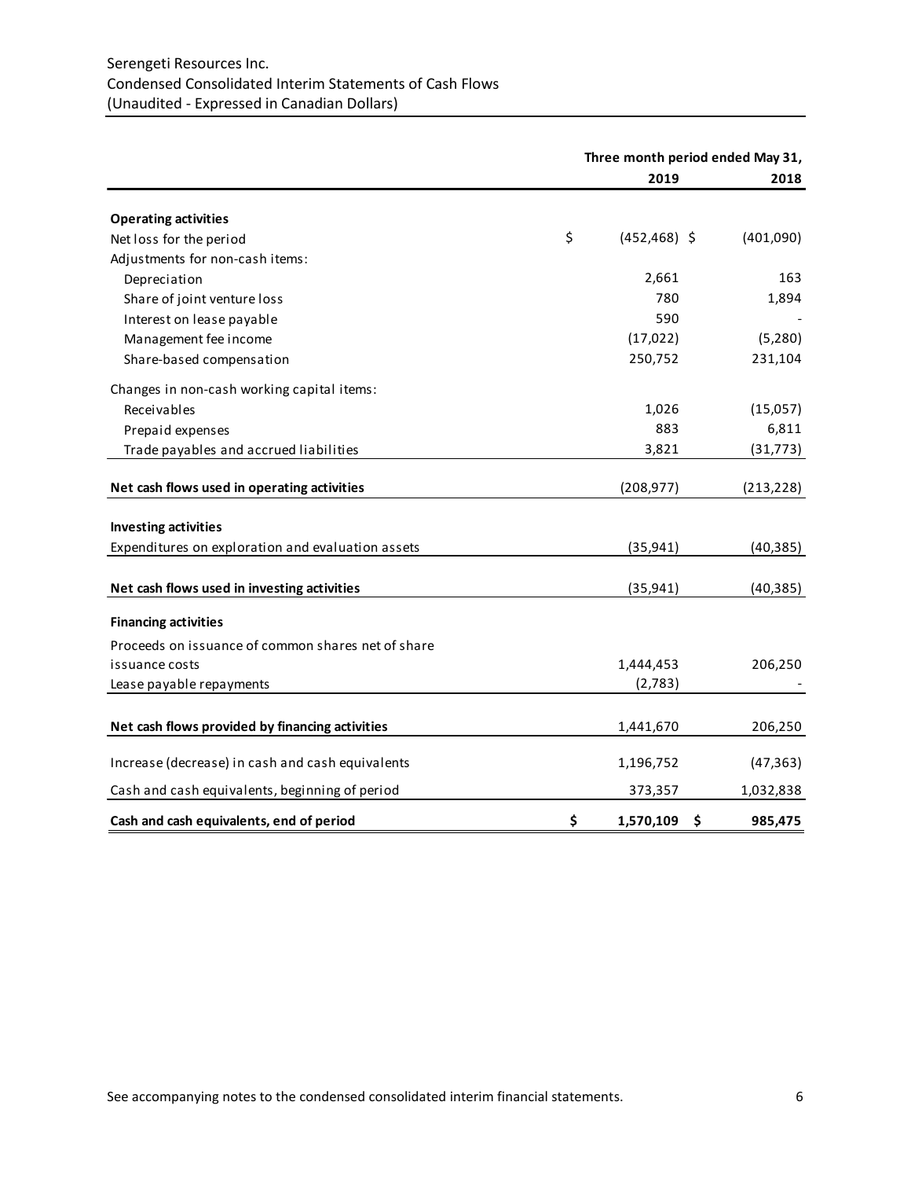Serengeti Resources Inc.
Condensed Consolidated Interim Statements of Cash Flows
(Unaudited - Expressed in Canadian Dollars)

| | Three month period ended May 31, 2019 | 2018 |
|---|---|---|
| **Operating activities** | | |
| Net loss for the period | $ (452,468) | $ (401,090) |
| Adjustments for non-cash items: | | |
| Depreciation | 2,661 | 163 |
| Share of joint venture loss | 780 | 1,894 |
| Interest on lease payable | 590 | - |
| Management fee income | (17,022) | (5,280) |
| Share-based compensation | 250,752 | 231,104 |
| Changes in non-cash working capital items: | | |
| Receivables | 1,026 | (15,057) |
| Prepaid expenses | 883 | 6,811 |
| Trade payables and accrued liabilities | 3,821 | (31,773) |
| **Net cash flows used in operating activities** | (208,977) | (213,228) |
| **Investing activities** | | |
| Expenditures on exploration and evaluation assets | (35,941) | (40,385) |
| **Net cash flows used in investing activities** | (35,941) | (40,385) |
| **Financing activities** | | |
| Proceeds on issuance of common shares net of share issuance costs | 1,444,453 | 206,250 |
| Lease payable repayments | (2,783) | - |
| **Net cash flows provided by financing activities** | 1,441,670 | 206,250 |
| Increase (decrease) in cash and cash equivalents | 1,196,752 | (47,363) |
| Cash and cash equivalents, beginning of period | 373,357 | 1,032,838 |
| **Cash and cash equivalents, end of period** | **$ 1,570,109** | **$ 985,475** |

See accompanying notes to the condensed consolidated interim financial statements.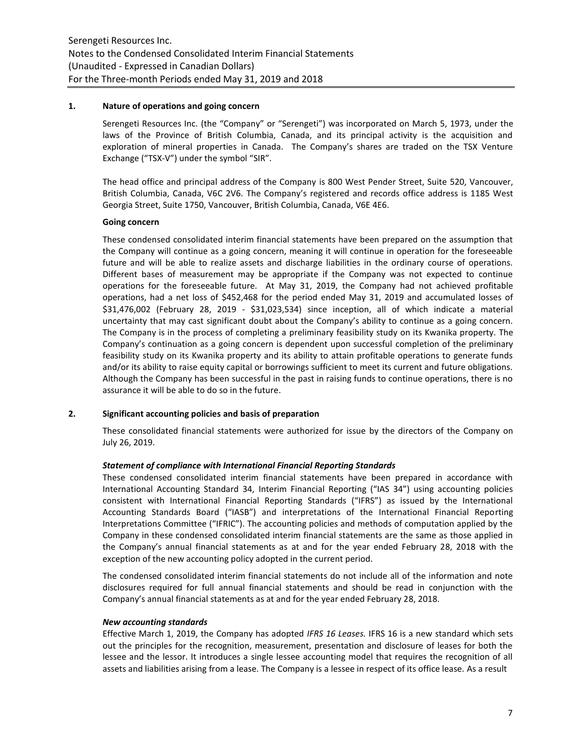## 1. Nature of operations and going concern

Serengeti Resources Inc. (the "Company" or "Serengeti") was incorporated on March 5, 1973, under the laws of the Province of British Columbia, Canada, and its principal activity is the acquisition and exploration of mineral properties in Canada. The Company's shares are traded on the TSX Venture Exchange ("TSX-V") under the symbol "SIR".

The head office and principal address of the Company is 800 West Pender Street, Suite 520, Vancouver, British Columbia, Canada, V6C 2V6. The Company's registered and records office address is 1185 West Georgia Street, Suite 1750, Vancouver, British Columbia, Canada, V6E 4E6.

**Going concern**

These condensed consolidated interim financial statements have been prepared on the assumption that the Company will continue as a going concern, meaning it will continue in operation for the foreseeable future and will be able to realize assets and discharge liabilities in the ordinary course of operations. Different bases of measurement may be appropriate if the Company was not expected to continue operations for the foreseeable future. At May 31, 2019, the Company had not achieved profitable operations, had a net loss of $452,468 for the period ended May 31, 2019 and accumulated losses of $31,476,002 (February 28, 2019 - $31,023,534) since inception, all of which indicate a material uncertainty that may cast significant doubt about the Company's ability to continue as a going concern. The Company is in the process of completing a preliminary feasibility study on its Kwanika property. The Company's continuation as a going concern is dependent upon successful completion of the preliminary feasibility study on its Kwanika property and its ability to attain profitable operations to generate funds and/or its ability to raise equity capital or borrowings sufficient to meet its current and future obligations. Although the Company has been successful in the past in raising funds to continue operations, there is no assurance it will be able to do so in the future.

## 2. Significant accounting policies and basis of preparation

These consolidated financial statements were authorized for issue by the directors of the Company on July 26, 2019.

***Statement of compliance with International Financial Reporting Standards***

These condensed consolidated interim financial statements have been prepared in accordance with International Accounting Standard 34, Interim Financial Reporting ("IAS 34") using accounting policies consistent with International Financial Reporting Standards ("IFRS") as issued by the International Accounting Standards Board ("IASB") and interpretations of the International Financial Reporting Interpretations Committee ("IFRIC"). The accounting policies and methods of computation applied by the Company in these condensed consolidated interim financial statements are the same as those applied in the Company's annual financial statements as at and for the year ended February 28, 2018 with the exception of the new accounting policy adopted in the current period.

The condensed consolidated interim financial statements do not include all of the information and note disclosures required for full annual financial statements and should be read in conjunction with the Company's annual financial statements as at and for the year ended February 28, 2018.

***New accounting standards***

Effective March 1, 2019, the Company has adopted *IFRS 16 Leases.* IFRS 16 is a new standard which sets out the principles for the recognition, measurement, presentation and disclosure of leases for both the lessee and the lessor. It introduces a single lessee accounting model that requires the recognition of all assets and liabilities arising from a lease. The Company is a lessee in respect of its office lease. As a result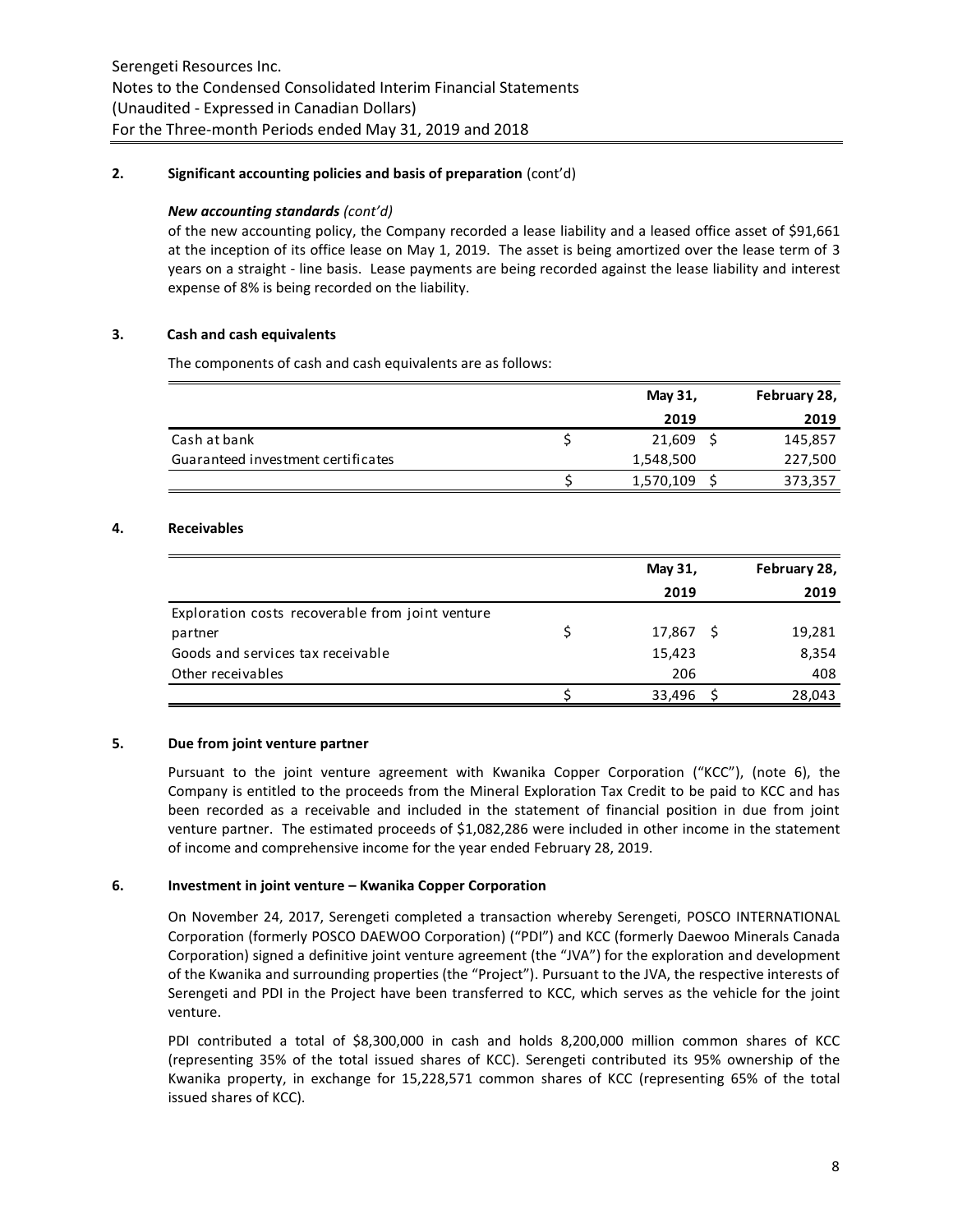## 2. Significant accounting policies and basis of preparation (cont'd)

### *New accounting standards (cont'd)*

of the new accounting policy, the Company recorded a lease liability and a leased office asset of $91,661 at the inception of its office lease on May 1, 2019. The asset is being amortized over the lease term of 3 years on a straight - line basis. Lease payments are being recorded against the lease liability and interest expense of 8% is being recorded on the liability.

## 3. Cash and cash equivalents

The components of cash and cash equivalents are as follows:

| | | May 31, 2019 | | February 28, 2019 |
|---|---|---|---|---|
| Cash at bank | $ | 21,609 | $ | 145,857 |
| Guaranteed investment certificates | | 1,548,500 | | 227,500 |
| | $ | 1,570,109 | $ | 373,357 |

## 4. Receivables

| | | May 31, 2019 | | February 28, 2019 |
|---|---|---|---|---|
| Exploration costs recoverable from joint venture partner | $ | 17,867 | $ | 19,281 |
| Goods and services tax receivable | | 15,423 | | 8,354 |
| Other receivables | | 206 | | 408 |
| | $ | 33,496 | $ | 28,043 |

## 5. Due from joint venture partner

Pursuant to the joint venture agreement with Kwanika Copper Corporation ("KCC"), (note 6), the Company is entitled to the proceeds from the Mineral Exploration Tax Credit to be paid to KCC and has been recorded as a receivable and included in the statement of financial position in due from joint venture partner. The estimated proceeds of $1,082,286 were included in other income in the statement of income and comprehensive income for the year ended February 28, 2019.

## 6. Investment in joint venture – Kwanika Copper Corporation

On November 24, 2017, Serengeti completed a transaction whereby Serengeti, POSCO INTERNATIONAL Corporation (formerly POSCO DAEWOO Corporation) ("PDI") and KCC (formerly Daewoo Minerals Canada Corporation) signed a definitive joint venture agreement (the "JVA") for the exploration and development of the Kwanika and surrounding properties (the "Project"). Pursuant to the JVA, the respective interests of Serengeti and PDI in the Project have been transferred to KCC, which serves as the vehicle for the joint venture.

PDI contributed a total of $8,300,000 in cash and holds 8,200,000 million common shares of KCC (representing 35% of the total issued shares of KCC). Serengeti contributed its 95% ownership of the Kwanika property, in exchange for 15,228,571 common shares of KCC (representing 65% of the total issued shares of KCC).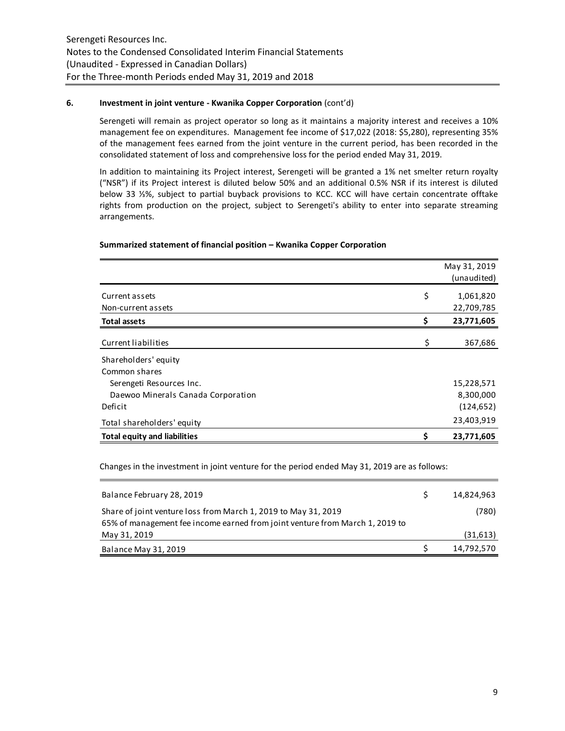## 6. Investment in joint venture - Kwanika Copper Corporation (cont'd)

Serengeti will remain as project operator so long as it maintains a majority interest and receives a 10% management fee on expenditures. Management fee income of $17,022 (2018: $5,280), representing 35% of the management fees earned from the joint venture in the current period, has been recorded in the consolidated statement of loss and comprehensive loss for the period ended May 31, 2019.

In addition to maintaining its Project interest, Serengeti will be granted a 1% net smelter return royalty ("NSR") if its Project interest is diluted below 50% and an additional 0.5% NSR if its interest is diluted below 33 ⅓%, subject to partial buyback provisions to KCC. KCC will have certain concentrate offtake rights from production on the project, subject to Serengeti's ability to enter into separate streaming arrangements.

**Summarized statement of financial position – Kwanika Copper Corporation**

| | May 31, 2019 (unaudited) |
|---|---|
| Current assets | $ 1,061,820 |
| Non-current assets | 22,709,785 |
| **Total assets** | **$ 23,771,605** |
| Current liabilities | $ 367,686 |
| Shareholders' equity | |
| Common shares | |
| Serengeti Resources Inc. | 15,228,571 |
| Daewoo Minerals Canada Corporation | 8,300,000 |
| Deficit | (124,652) |
| Total shareholders' equity | 23,403,919 |
| **Total equity and liabilities** | **$ 23,771,605** |

Changes in the investment in joint venture for the period ended May 31, 2019 are as follows:

| | |
|---|---|
| Balance February 28, 2019 | $ 14,824,963 |
| Share of joint venture loss from March 1, 2019 to May 31, 2019 | (780) |
| 65% of management fee income earned from joint venture from March 1, 2019 to May 31, 2019 | (31,613) |
| Balance May 31, 2019 | $ 14,792,570 |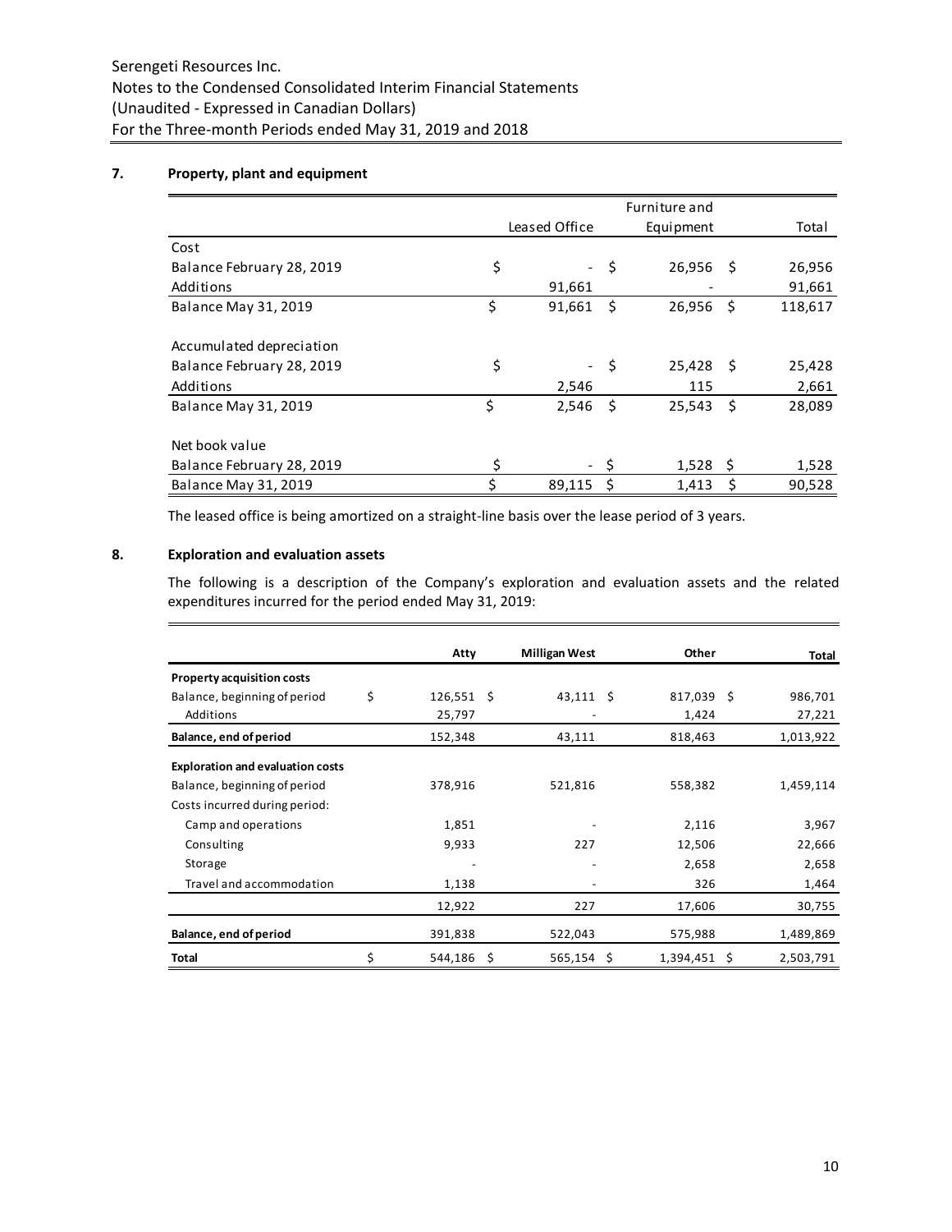## 7. Property, plant and equipment

| | Leased Office | Furniture and Equipment | Total |
|---|---|---|---|
| **Cost** | | | |
| Balance February 28, 2019 | $ - | $ 26,956 | $ 26,956 |
| Additions | 91,661 | - | 91,661 |
| Balance May 31, 2019 | $ 91,661 | $ 26,956 | $ 118,617 |
| **Accumulated depreciation** | | | |
| Balance February 28, 2019 | $ - | $ 25,428 | $ 25,428 |
| Additions | 2,546 | 115 | 2,661 |
| Balance May 31, 2019 | $ 2,546 | $ 25,543 | $ 28,089 |
| **Net book value** | | | |
| Balance February 28, 2019 | $ - | $ 1,528 | $ 1,528 |
| Balance May 31, 2019 | $ 89,115 | $ 1,413 | $ 90,528 |

The leased office is being amortized on a straight-line basis over the lease period of 3 years.

## 8. Exploration and evaluation assets

The following is a description of the Company's exploration and evaluation assets and the related expenditures incurred for the period ended May 31, 2019:

| | Atty | Milligan West | Other | Total |
|---|---|---|---|---|
| **Property acquisition costs** | | | | |
| Balance, beginning of period | $ 126,551 | $ 43,111 | $ 817,039 | $ 986,701 |
| Additions | 25,797 | - | 1,424 | 27,221 |
| **Balance, end of period** | 152,348 | 43,111 | 818,463 | 1,013,922 |
| **Exploration and evaluation costs** | | | | |
| Balance, beginning of period | 378,916 | 521,816 | 558,382 | 1,459,114 |
| Costs incurred during period: | | | | |
| Camp and operations | 1,851 | - | 2,116 | 3,967 |
| Consulting | 9,933 | 227 | 12,506 | 22,666 |
| Storage | - | - | 2,658 | 2,658 |
| Travel and accommodation | 1,138 | - | 326 | 1,464 |
| | 12,922 | 227 | 17,606 | 30,755 |
| **Balance, end of period** | 391,838 | 522,043 | 575,988 | 1,489,869 |
| **Total** | $ 544,186 | $ 565,154 | $ 1,394,451 | $ 2,503,791 |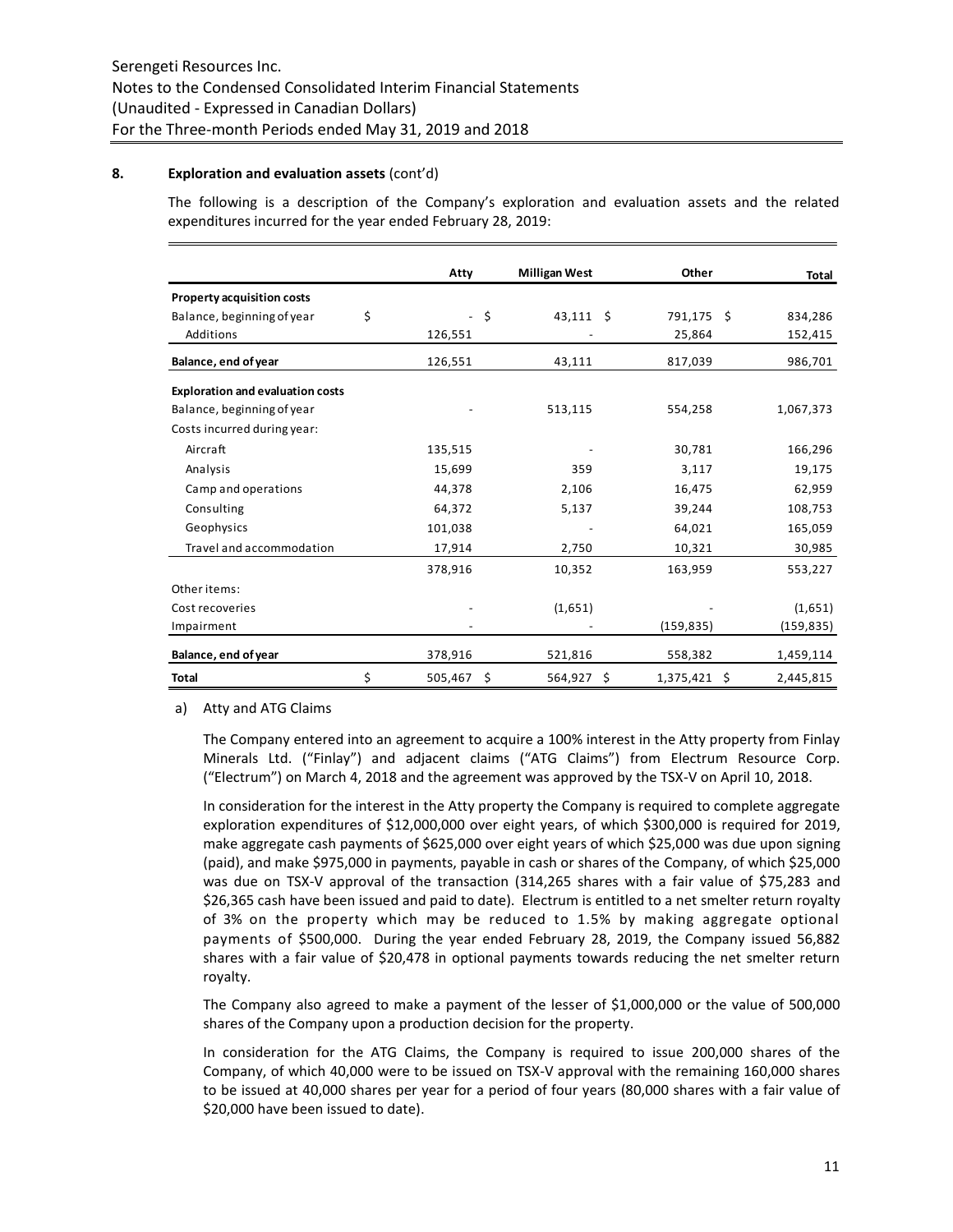Serengeti Resources Inc.
Notes to the Condensed Consolidated Interim Financial Statements
(Unaudited - Expressed in Canadian Dollars)
For the Three-month Periods ended May 31, 2019 and 2018

**8. Exploration and evaluation assets** (cont'd)

The following is a description of the Company's exploration and evaluation assets and the related expenditures incurred for the year ended February 28, 2019:

| | Atty | Milligan West | Other | Total |
|---|---|---|---|---|
| **Property acquisition costs** | | | | |
| Balance, beginning of year | $ - | $ 43,111 | $ 791,175 | $ 834,286 |
| Additions | 126,551 | - | 25,864 | 152,415 |
| **Balance, end of year** | 126,551 | 43,111 | 817,039 | 986,701 |
| **Exploration and evaluation costs** | | | | |
| Balance, beginning of year | - | 513,115 | 554,258 | 1,067,373 |
| Costs incurred during year: | | | | |
| Aircraft | 135,515 | - | 30,781 | 166,296 |
| Analysis | 15,699 | 359 | 3,117 | 19,175 |
| Camp and operations | 44,378 | 2,106 | 16,475 | 62,959 |
| Consulting | 64,372 | 5,137 | 39,244 | 108,753 |
| Geophysics | 101,038 | - | 64,021 | 165,059 |
| Travel and accommodation | 17,914 | 2,750 | 10,321 | 30,985 |
| | 378,916 | 10,352 | 163,959 | 553,227 |
| Other items: | | | | |
| Cost recoveries | - | (1,651) | - | (1,651) |
| Impairment | - | - | (159,835) | (159,835) |
| **Balance, end of year** | 378,916 | 521,816 | 558,382 | 1,459,114 |
| **Total** | $ 505,467 | $ 564,927 | $ 1,375,421 | $ 2,445,815 |

a) Atty and ATG Claims

The Company entered into an agreement to acquire a 100% interest in the Atty property from Finlay Minerals Ltd. ("Finlay") and adjacent claims ("ATG Claims") from Electrum Resource Corp. ("Electrum") on March 4, 2018 and the agreement was approved by the TSX-V on April 10, 2018.

In consideration for the interest in the Atty property the Company is required to complete aggregate exploration expenditures of $12,000,000 over eight years, of which $300,000 is required for 2019, make aggregate cash payments of $625,000 over eight years of which $25,000 was due upon signing (paid), and make $975,000 in payments, payable in cash or shares of the Company, of which $25,000 was due on TSX-V approval of the transaction (314,265 shares with a fair value of $75,283 and $26,365 cash have been issued and paid to date). Electrum is entitled to a net smelter return royalty of 3% on the property which may be reduced to 1.5% by making aggregate optional payments of $500,000. During the year ended February 28, 2019, the Company issued 56,882 shares with a fair value of $20,478 in optional payments towards reducing the net smelter return royalty.

The Company also agreed to make a payment of the lesser of $1,000,000 or the value of 500,000 shares of the Company upon a production decision for the property.

In consideration for the ATG Claims, the Company is required to issue 200,000 shares of the Company, of which 40,000 were to be issued on TSX-V approval with the remaining 160,000 shares to be issued at 40,000 shares per year for a period of four years (80,000 shares with a fair value of $20,000 have been issued to date).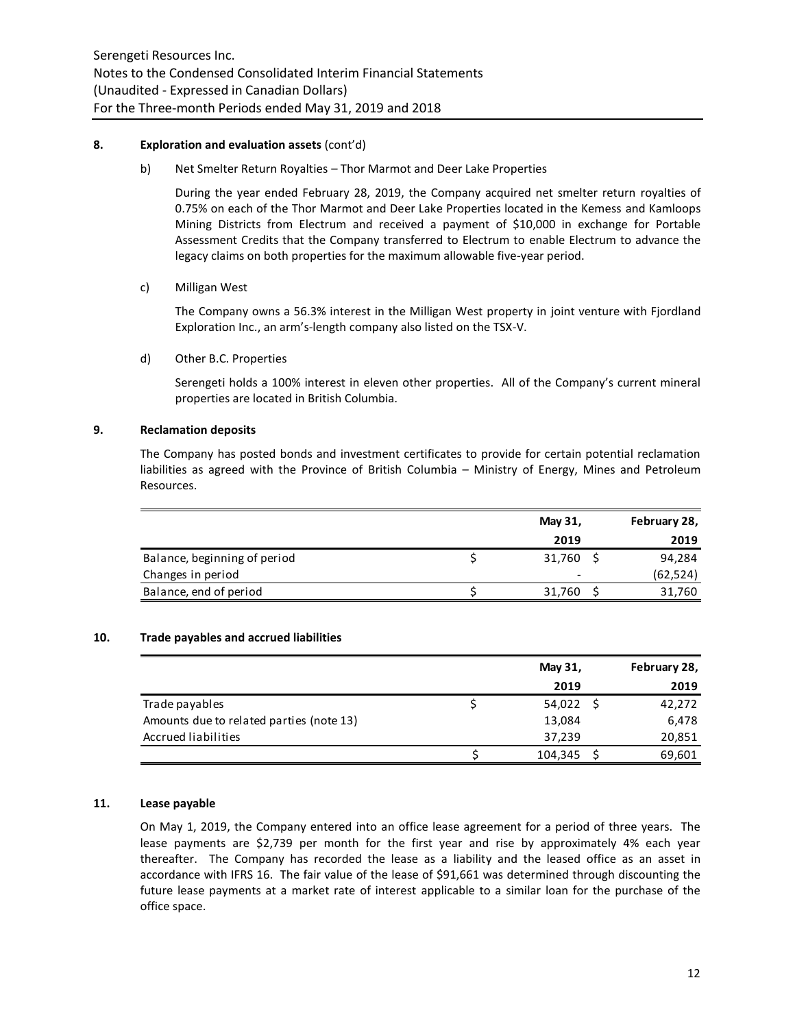## 8. Exploration and evaluation assets (cont'd)

b) Net Smelter Return Royalties – Thor Marmot and Deer Lake Properties

During the year ended February 28, 2019, the Company acquired net smelter return royalties of 0.75% on each of the Thor Marmot and Deer Lake Properties located in the Kemess and Kamloops Mining Districts from Electrum and received a payment of $10,000 in exchange for Portable Assessment Credits that the Company transferred to Electrum to enable Electrum to advance the legacy claims on both properties for the maximum allowable five-year period.

c) Milligan West

The Company owns a 56.3% interest in the Milligan West property in joint venture with Fjordland Exploration Inc., an arm's-length company also listed on the TSX-V.

d) Other B.C. Properties

Serengeti holds a 100% interest in eleven other properties. All of the Company's current mineral properties are located in British Columbia.

## 9. Reclamation deposits

The Company has posted bonds and investment certificates to provide for certain potential reclamation liabilities as agreed with the Province of British Columbia – Ministry of Energy, Mines and Petroleum Resources.

| | May 31, 2019 | February 28, 2019 |
|---|---|---|
| Balance, beginning of period | $ 31,760 | $ 94,284 |
| Changes in period | - | (62,524) |
| Balance, end of period | $ 31,760 | $ 31,760 |

## 10. Trade payables and accrued liabilities

| | May 31, 2019 | February 28, 2019 |
|---|---|---|
| Trade payables | $ 54,022 | $ 42,272 |
| Amounts due to related parties (note 13) | 13,084 | 6,478 |
| Accrued liabilities | 37,239 | 20,851 |
| | $ 104,345 | $ 69,601 |

## 11. Lease payable

On May 1, 2019, the Company entered into an office lease agreement for a period of three years. The lease payments are $2,739 per month for the first year and rise by approximately 4% each year thereafter. The Company has recorded the lease as a liability and the leased office as an asset in accordance with IFRS 16. The fair value of the lease of $91,661 was determined through discounting the future lease payments at a market rate of interest applicable to a similar loan for the purchase of the office space.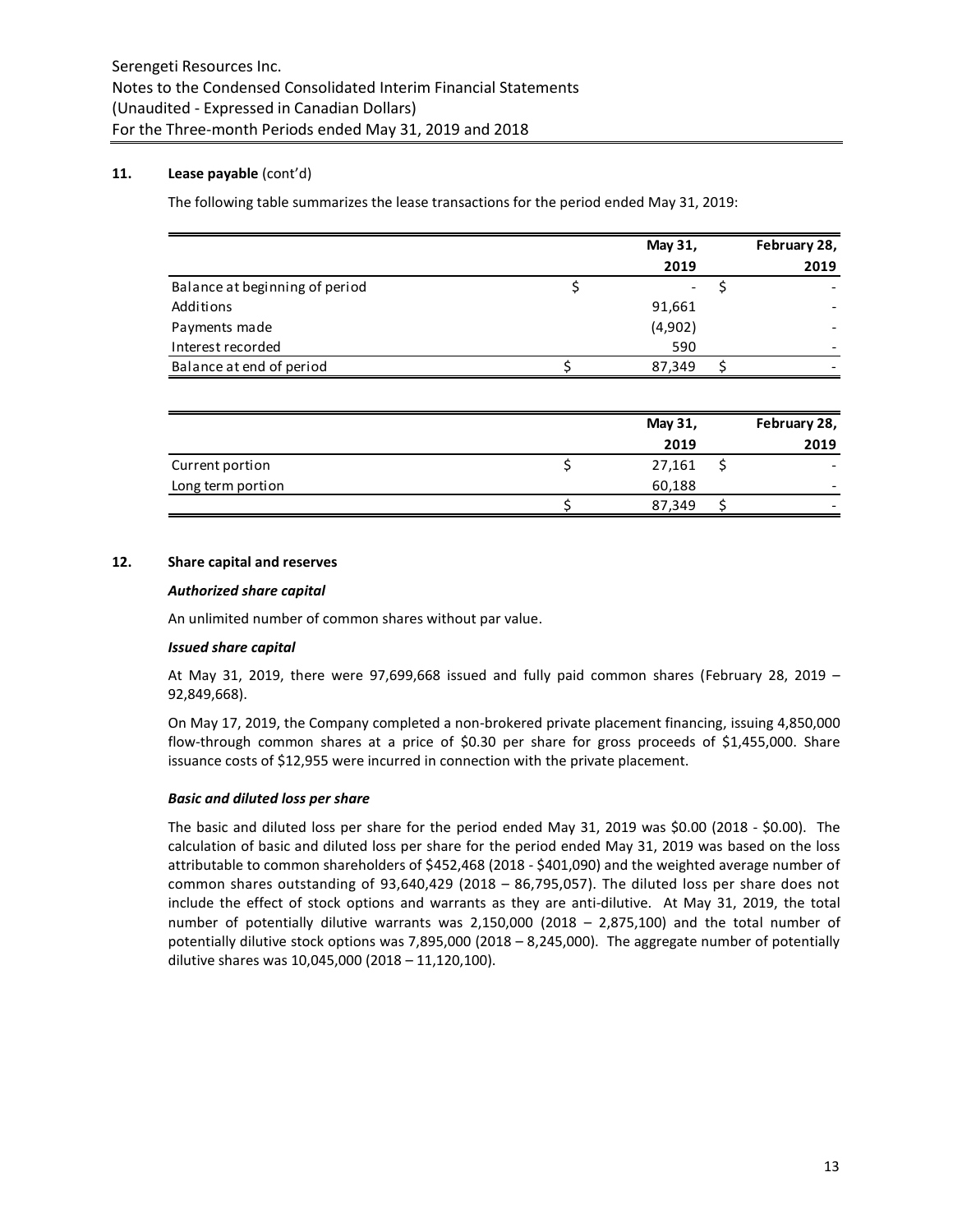### 11. Lease payable (cont'd)

The following table summarizes the lease transactions for the period ended May 31, 2019:

| | May 31, 2019 | February 28, 2019 |
|---|---|---|
| Balance at beginning of period | $ - | $ - |
| Additions | 91,661 | - |
| Payments made | (4,902) | - |
| Interest recorded | 590 | - |
| Balance at end of period | $ 87,349 | $ - |

| | May 31, 2019 | February 28, 2019 |
|---|---|---|
| Current portion | $ 27,161 | $ - |
| Long term portion | 60,188 | - |
| | $ 87,349 | $ - |

### 12. Share capital and reserves

***Authorized share capital***

An unlimited number of common shares without par value.

***Issued share capital***

At May 31, 2019, there were 97,699,668 issued and fully paid common shares (February 28, 2019 – 92,849,668).

On May 17, 2019, the Company completed a non-brokered private placement financing, issuing 4,850,000 flow-through common shares at a price of $0.30 per share for gross proceeds of $1,455,000. Share issuance costs of $12,955 were incurred in connection with the private placement.

***Basic and diluted loss per share***

The basic and diluted loss per share for the period ended May 31, 2019 was $0.00 (2018 - $0.00). The calculation of basic and diluted loss per share for the period ended May 31, 2019 was based on the loss attributable to common shareholders of $452,468 (2018 - $401,090) and the weighted average number of common shares outstanding of 93,640,429 (2018 – 86,795,057). The diluted loss per share does not include the effect of stock options and warrants as they are anti-dilutive. At May 31, 2019, the total number of potentially dilutive warrants was 2,150,000 (2018 – 2,875,100) and the total number of potentially dilutive stock options was 7,895,000 (2018 – 8,245,000). The aggregate number of potentially dilutive shares was 10,045,000 (2018 – 11,120,100).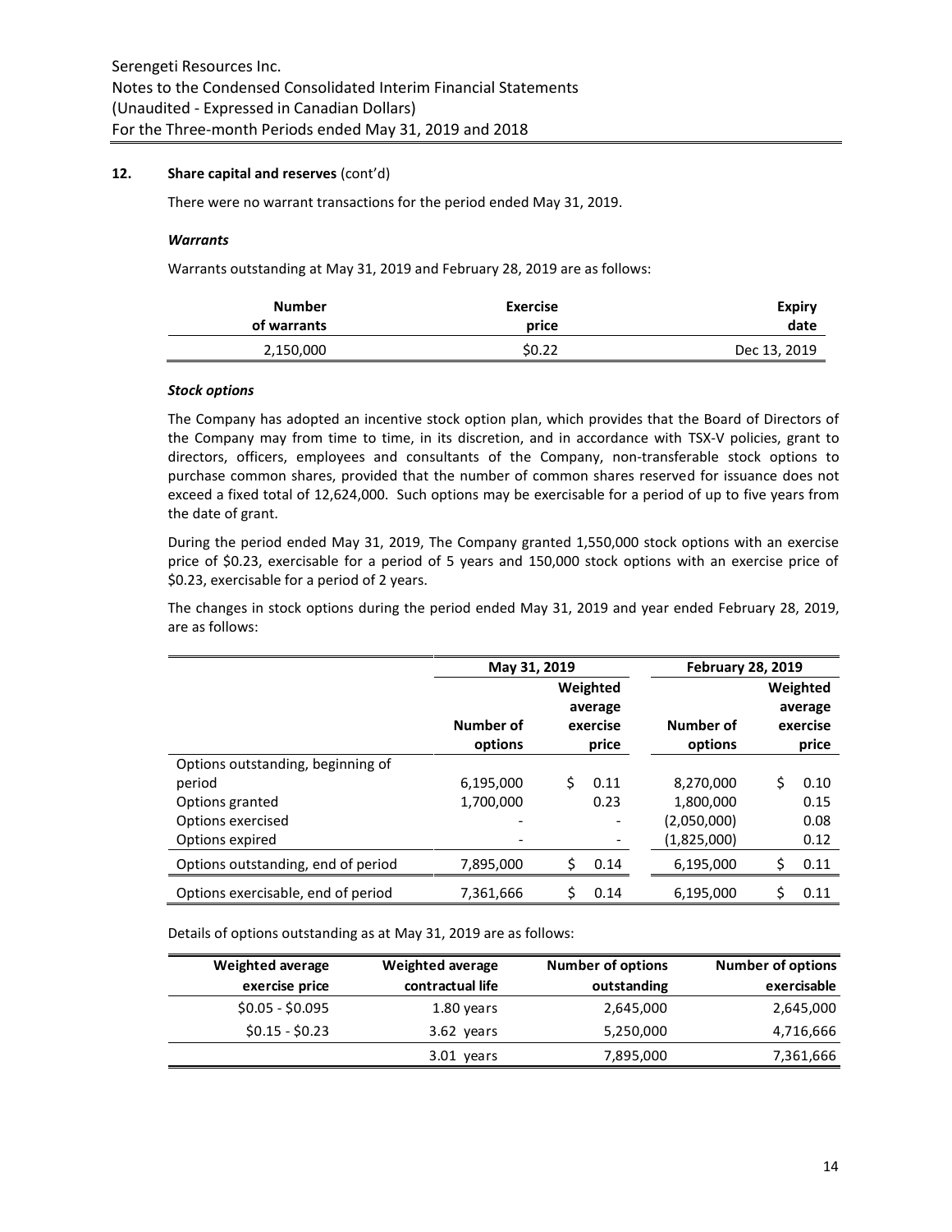## 12. Share capital and reserves (cont'd)

There were no warrant transactions for the period ended May 31, 2019.

### *Warrants*

Warrants outstanding at May 31, 2019 and February 28, 2019 are as follows:

| Number of warrants | Exercise price | Expiry date |
|---|---|---|
| 2,150,000 | $0.22 | Dec 13, 2019 |

### *Stock options*

The Company has adopted an incentive stock option plan, which provides that the Board of Directors of the Company may from time to time, in its discretion, and in accordance with TSX-V policies, grant to directors, officers, employees and consultants of the Company, non-transferable stock options to purchase common shares, provided that the number of common shares reserved for issuance does not exceed a fixed total of 12,624,000. Such options may be exercisable for a period of up to five years from the date of grant.

During the period ended May 31, 2019, The Company granted 1,550,000 stock options with an exercise price of $0.23, exercisable for a period of 5 years and 150,000 stock options with an exercise price of $0.23, exercisable for a period of 2 years.

The changes in stock options during the period ended May 31, 2019 and year ended February 28, 2019, are as follows:

| | May 31, 2019 | | February 28, 2019 | |
|---|---|---|---|---|
| | Number of options | Weighted average exercise price | Number of options | Weighted average exercise price |
| Options outstanding, beginning of period | 6,195,000 | $ 0.11 | 8,270,000 | $ 0.10 |
| Options granted | 1,700,000 | 0.23 | 1,800,000 | 0.15 |
| Options exercised | - | - | (2,050,000) | 0.08 |
| Options expired | - | - | (1,825,000) | 0.12 |
| Options outstanding, end of period | 7,895,000 | $ 0.14 | 6,195,000 | $ 0.11 |
| Options exercisable, end of period | 7,361,666 | $ 0.14 | 6,195,000 | $ 0.11 |

Details of options outstanding as at May 31, 2019 are as follows:

| Weighted average exercise price | Weighted average contractual life | Number of options outstanding | Number of options exercisable |
|---|---|---|---|
| $0.05 - $0.095 | 1.80 years | 2,645,000 | 2,645,000 |
| $0.15 - $0.23 | 3.62 years | 5,250,000 | 4,716,666 |
| | 3.01 years | 7,895,000 | 7,361,666 |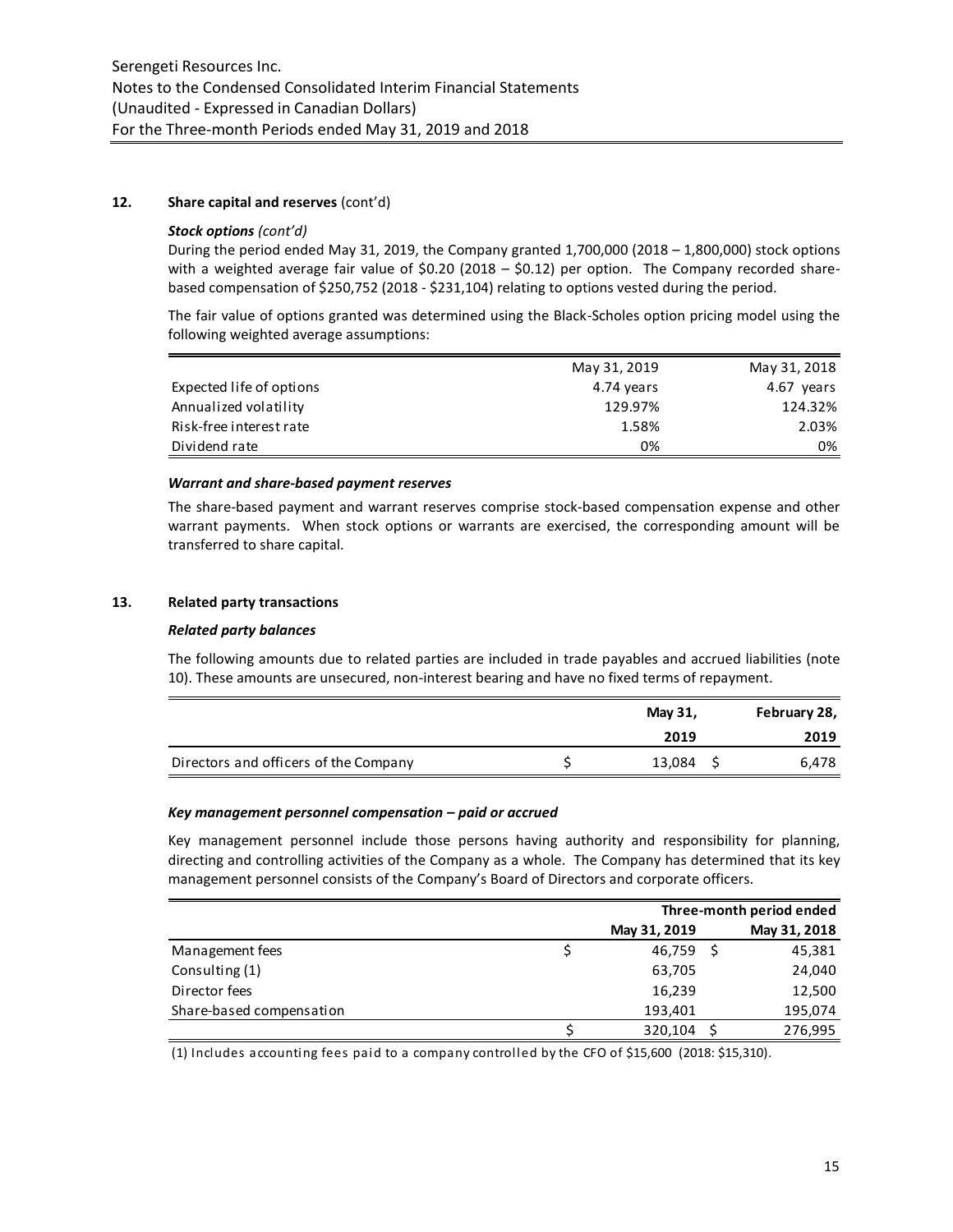## 12. Share capital and reserves (cont'd)

***Stock options** (cont'd)*

During the period ended May 31, 2019, the Company granted 1,700,000 (2018 – 1,800,000) stock options with a weighted average fair value of $0.20 (2018 – $0.12) per option. The Company recorded share-based compensation of $250,752 (2018 - $231,104) relating to options vested during the period.

The fair value of options granted was determined using the Black-Scholes option pricing model using the following weighted average assumptions:

| | May 31, 2019 | May 31, 2018 |
|---|---|---|
| Expected life of options | 4.74 years | 4.67 years |
| Annualized volatility | 129.97% | 124.32% |
| Risk-free interest rate | 1.58% | 2.03% |
| Dividend rate | 0% | 0% |

***Warrant and share-based payment reserves***

The share-based payment and warrant reserves comprise stock-based compensation expense and other warrant payments. When stock options or warrants are exercised, the corresponding amount will be transferred to share capital.

## 13. Related party transactions

***Related party balances***

The following amounts due to related parties are included in trade payables and accrued liabilities (note 10). These amounts are unsecured, non-interest bearing and have no fixed terms of repayment.

| | **May 31, 2019** | **February 28, 2019** |
|---|---|---|
| Directors and officers of the Company | $ 13,084 | $ 6,478 |

***Key management personnel compensation – paid or accrued***

Key management personnel include those persons having authority and responsibility for planning, directing and controlling activities of the Company as a whole. The Company has determined that its key management personnel consists of the Company's Board of Directors and corporate officers.

| | **Three-month period ended** | |
|---|---|---|
| | **May 31, 2019** | **May 31, 2018** |
| Management fees | $ 46,759 | $ 45,381 |
| Consulting (1) | 63,705 | 24,040 |
| Director fees | 16,239 | 12,500 |
| Share-based compensation | 193,401 | 195,074 |
| | $ 320,104 | $ 276,995 |

(1) Includes accounting fees paid to a company controlled by the CFO of $15,600 (2018: $15,310).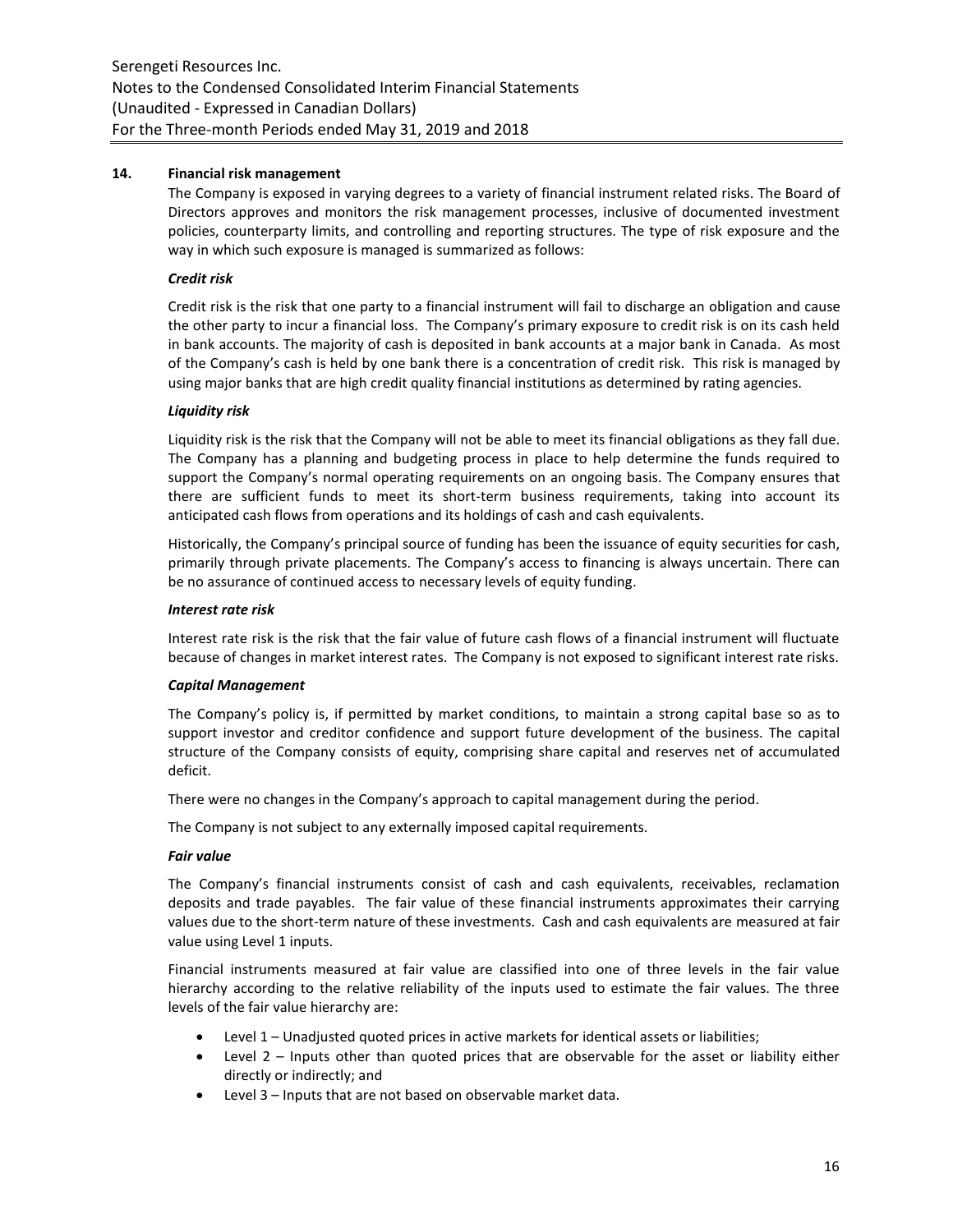## 14. Financial risk management

The Company is exposed in varying degrees to a variety of financial instrument related risks. The Board of Directors approves and monitors the risk management processes, inclusive of documented investment policies, counterparty limits, and controlling and reporting structures. The type of risk exposure and the way in which such exposure is managed is summarized as follows:

***Credit risk***

Credit risk is the risk that one party to a financial instrument will fail to discharge an obligation and cause the other party to incur a financial loss. The Company's primary exposure to credit risk is on its cash held in bank accounts. The majority of cash is deposited in bank accounts at a major bank in Canada. As most of the Company's cash is held by one bank there is a concentration of credit risk. This risk is managed by using major banks that are high credit quality financial institutions as determined by rating agencies.

***Liquidity risk***

Liquidity risk is the risk that the Company will not be able to meet its financial obligations as they fall due. The Company has a planning and budgeting process in place to help determine the funds required to support the Company's normal operating requirements on an ongoing basis. The Company ensures that there are sufficient funds to meet its short-term business requirements, taking into account its anticipated cash flows from operations and its holdings of cash and cash equivalents.

Historically, the Company's principal source of funding has been the issuance of equity securities for cash, primarily through private placements. The Company's access to financing is always uncertain. There can be no assurance of continued access to necessary levels of equity funding.

***Interest rate risk***

Interest rate risk is the risk that the fair value of future cash flows of a financial instrument will fluctuate because of changes in market interest rates. The Company is not exposed to significant interest rate risks.

***Capital Management***

The Company's policy is, if permitted by market conditions, to maintain a strong capital base so as to support investor and creditor confidence and support future development of the business. The capital structure of the Company consists of equity, comprising share capital and reserves net of accumulated deficit.

There were no changes in the Company's approach to capital management during the period.

The Company is not subject to any externally imposed capital requirements.

***Fair value***

The Company's financial instruments consist of cash and cash equivalents, receivables, reclamation deposits and trade payables. The fair value of these financial instruments approximates their carrying values due to the short-term nature of these investments. Cash and cash equivalents are measured at fair value using Level 1 inputs.

Financial instruments measured at fair value are classified into one of three levels in the fair value hierarchy according to the relative reliability of the inputs used to estimate the fair values. The three levels of the fair value hierarchy are:

- Level 1 – Unadjusted quoted prices in active markets for identical assets or liabilities;
- Level 2 – Inputs other than quoted prices that are observable for the asset or liability either directly or indirectly; and
- Level 3 – Inputs that are not based on observable market data.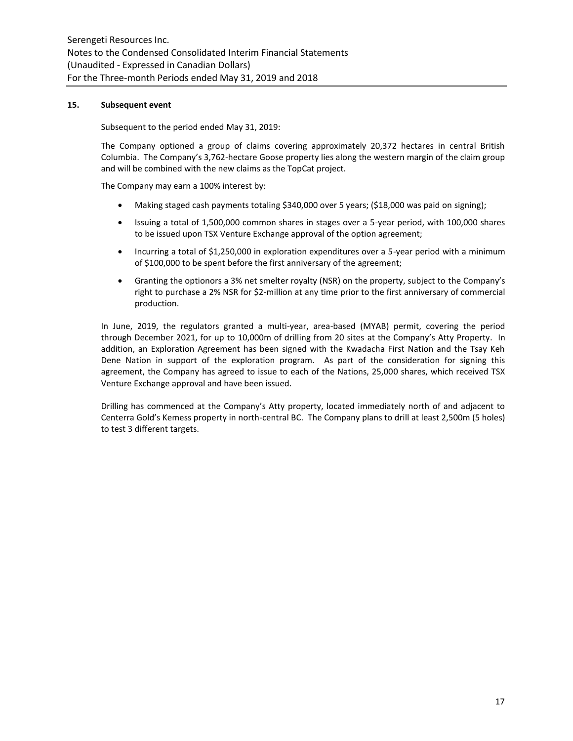## 15. Subsequent event

Subsequent to the period ended May 31, 2019:

The Company optioned a group of claims covering approximately 20,372 hectares in central British Columbia. The Company's 3,762-hectare Goose property lies along the western margin of the claim group and will be combined with the new claims as the TopCat project.

The Company may earn a 100% interest by:

- Making staged cash payments totaling $340,000 over 5 years; ($18,000 was paid on signing);
- Issuing a total of 1,500,000 common shares in stages over a 5-year period, with 100,000 shares to be issued upon TSX Venture Exchange approval of the option agreement;
- Incurring a total of $1,250,000 in exploration expenditures over a 5-year period with a minimum of $100,000 to be spent before the first anniversary of the agreement;
- Granting the optionors a 3% net smelter royalty (NSR) on the property, subject to the Company's right to purchase a 2% NSR for $2-million at any time prior to the first anniversary of commercial production.

In June, 2019, the regulators granted a multi-year, area-based (MYAB) permit, covering the period through December 2021, for up to 10,000m of drilling from 20 sites at the Company's Atty Property. In addition, an Exploration Agreement has been signed with the Kwadacha First Nation and the Tsay Keh Dene Nation in support of the exploration program. As part of the consideration for signing this agreement, the Company has agreed to issue to each of the Nations, 25,000 shares, which received TSX Venture Exchange approval and have been issued.

Drilling has commenced at the Company's Atty property, located immediately north of and adjacent to Centerra Gold's Kemess property in north-central BC. The Company plans to drill at least 2,500m (5 holes) to test 3 different targets.